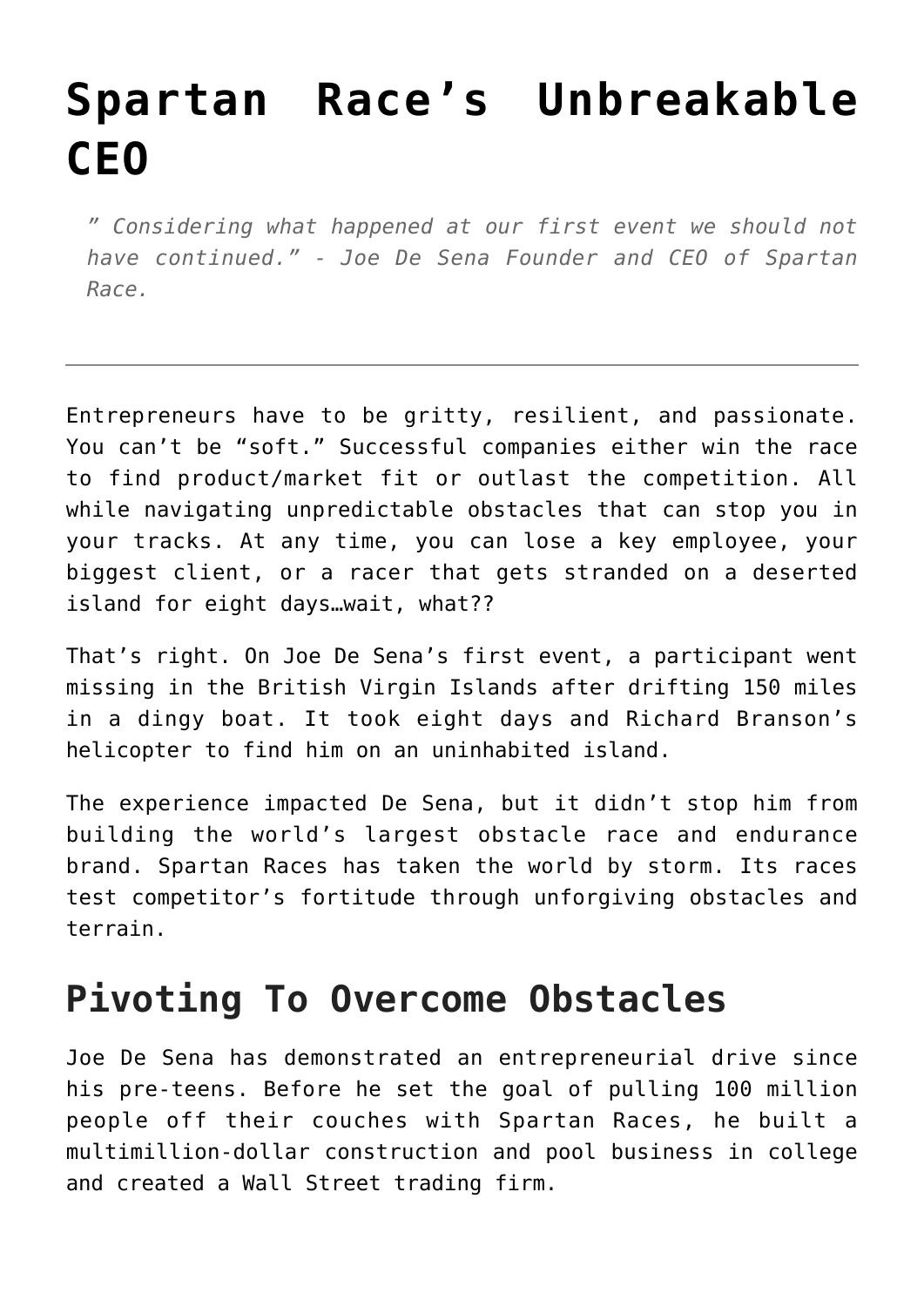# Spartan Race's Unbreakable CEO

> *" Considering what happened at our first event we should not have continued." - Joe De Sena Founder and CEO of Spartan Race.*

---

Entrepreneurs have to be gritty, resilient, and passionate. You can't be "soft." Successful companies either win the race to find product/market fit or outlast the competition. All while navigating unpredictable obstacles that can stop you in your tracks. At any time, you can lose a key employee, your biggest client, or a racer that gets stranded on a deserted island for eight days…wait, what??

That's right. On Joe De Sena's first event, a participant went missing in the British Virgin Islands after drifting 150 miles in a dingy boat. It took eight days and Richard Branson's helicopter to find him on an uninhabited island.

The experience impacted De Sena, but it didn't stop him from building the world's largest obstacle race and endurance brand. Spartan Races has taken the world by storm. Its races test competitor's fortitude through unforgiving obstacles and terrain.

## Pivoting To Overcome Obstacles

Joe De Sena has demonstrated an entrepreneurial drive since his pre-teens. Before he set the goal of pulling 100 million people off their couches with Spartan Races, he built a multimillion-dollar construction and pool business in college and created a Wall Street trading firm.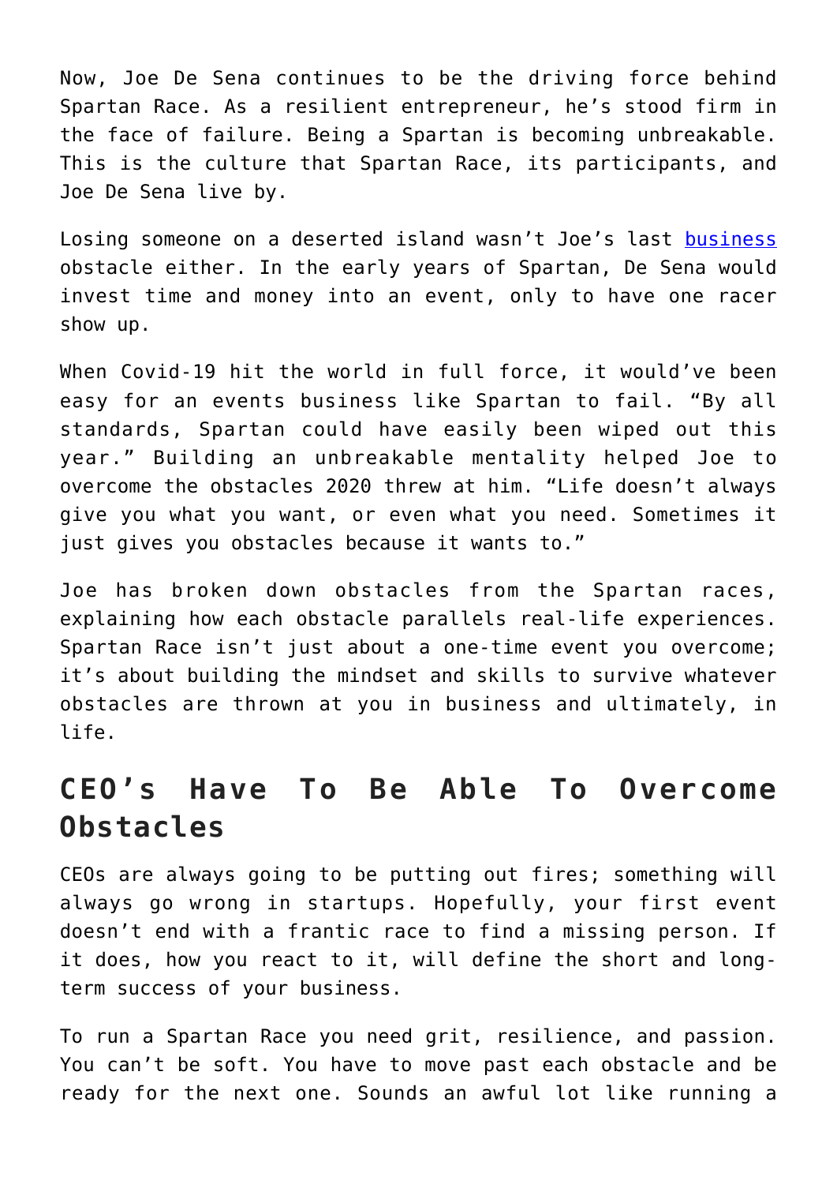Now, Joe De Sena continues to be the driving force behind Spartan Race. As a resilient entrepreneur, he's stood firm in the face of failure. Being a Spartan is becoming unbreakable. This is the culture that Spartan Race, its participants, and Joe De Sena live by.

Losing someone on a deserted island wasn't Joe's last business obstacle either. In the early years of Spartan, De Sena would invest time and money into an event, only to have one racer show up.

When Covid-19 hit the world in full force, it would've been easy for an events business like Spartan to fail. "By all standards, Spartan could have easily been wiped out this year." Building an unbreakable mentality helped Joe to overcome the obstacles 2020 threw at him. "Life doesn't always give you what you want, or even what you need. Sometimes it just gives you obstacles because it wants to."

Joe has broken down obstacles from the Spartan races, explaining how each obstacle parallels real-life experiences. Spartan Race isn't just about a one-time event you overcome; it's about building the mindset and skills to survive whatever obstacles are thrown at you in business and ultimately, in life.

## CEO's Have To Be Able To Overcome Obstacles

CEOs are always going to be putting out fires; something will always go wrong in startups. Hopefully, your first event doesn't end with a frantic race to find a missing person. If it does, how you react to it, will define the short and long-term success of your business.

To run a Spartan Race you need grit, resilience, and passion. You can't be soft. You have to move past each obstacle and be ready for the next one. Sounds an awful lot like running a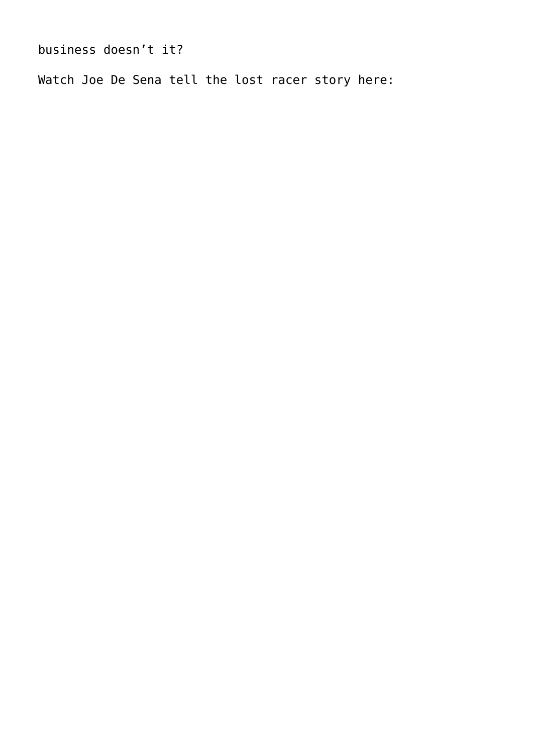business doesn’t it?

Watch Joe De Sena tell the lost racer story here: